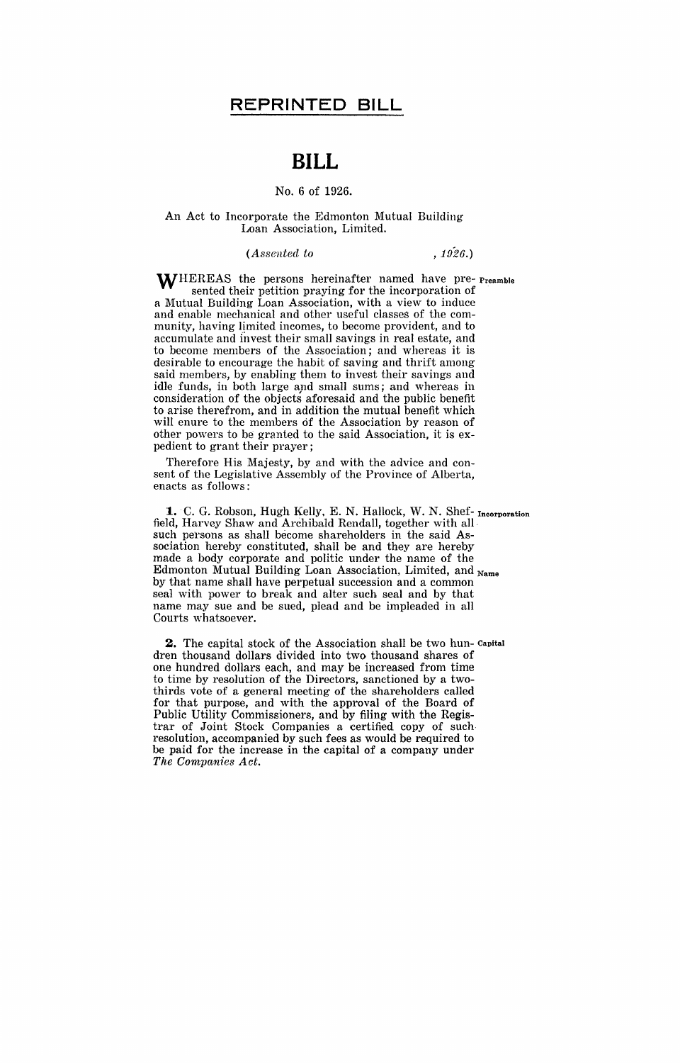**REPRINTED BILL**

# BILL

No. 6 of 1926.

An Act to Incorporate the Edmonton Mutual Building Loan Association, Limited.

*(Assented to , 1926.)*

Preamble

WHEREAS the persons hereinafter named have presented their petition praying for the incorporation of a Mutual Building Loan Association, with a view to induce and enable mechanical and other useful classes of the community, having limited incomes, to become provident, and to accumulate and invest their small savings in real estate, and to become members of the Association; and whereas it is desirable to encourage the habit of saving and thrift among said members, by enabling them to invest their savings and idle funds, in both large and small sums; and whereas in consideration of the objects aforesaid and the public benefit to arise therefrom, and in addition the mutual benefit which will enure to the members of the Association by reason of other powers to be granted to the said Association, it is expedient to grant their prayer;

Therefore His Majesty, by and with the advice and consent of the Legislative Assembly of the Province of Alberta, enacts as follows:

Incorporation

**1.** C. G. Robson, Hugh Kelly, E. N. Hallock, W. N. Sheffield, Harvey Shaw and Archibald Rendall, together with all such persons as shall become shareholders in the said Association hereby constituted, shall be and they are hereby made a body corporate and politic under the name of the Edmonton Mutual Building Loan Association, Limited, and by that name shall have perpetual succession and a common seal with power to break and alter such seal and by that name may sue and be sued, plead and be impleaded in all Courts whatsoever.

Name

Capital

**2.** The capital stock of the Association shall be two hundred thousand dollars divided into two thousand shares of one hundred dollars each, and may be increased from time to time by resolution of the Directors, sanctioned by a two-thirds vote of a general meeting of the shareholders called for that purpose, and with the approval of the Board of Public Utility Commissioners, and by filing with the Registrar of Joint Stock Companies a certified copy of such resolution, accompanied by such fees as would be required to be paid for the increase in the capital of a company under *The Companies Act.*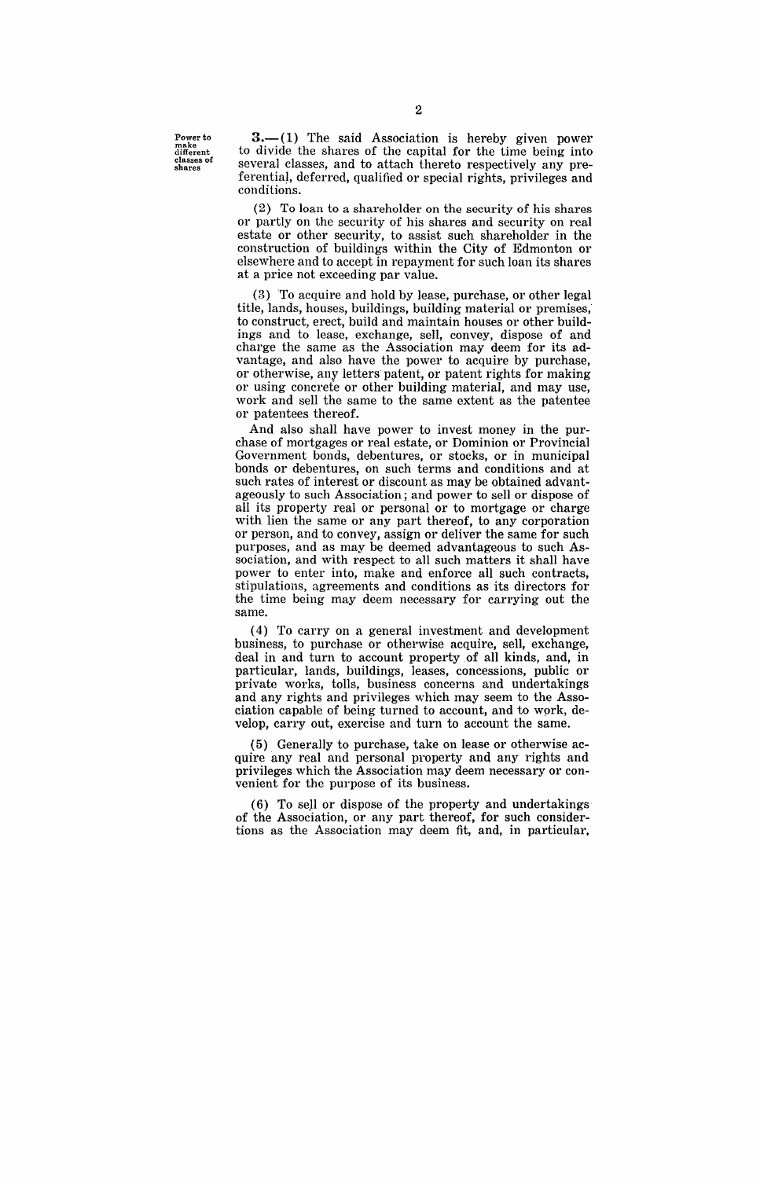Power to make different classes of shares

**3.**—(1) The said Association is hereby given power to divide the shares of the capital for the time being into several classes, and to attach thereto respectively any preferential, deferred, qualified or special rights, privileges and conditions.

(2) To loan to a shareholder on the security of his shares or partly on the security of his shares and security on real estate or other security, to assist such shareholder in the construction of buildings within the City of Edmonton or elsewhere and to accept in repayment for such loan its shares at a price not exceeding par value.

(3) To acquire and hold by lease, purchase, or other legal title, lands, houses, buildings, building material or premises, to construct, erect, build and maintain houses or other buildings and to lease, exchange, sell, convey, dispose of and charge the same as the Association may deem for its advantage, and also have the power to acquire by purchase, or otherwise, any letters patent, or patent rights for making or using concrete or other building material, and may use, work and sell the same to the same extent as the patentee or patentees thereof.

And also shall have power to invest money in the purchase of mortgages or real estate, or Dominion or Provincial Government bonds, debentures, or stocks, or in municipal bonds or debentures, on such terms and conditions and at such rates of interest or discount as may be obtained advantageously to such Association; and power to sell or dispose of all its property real or personal or to mortgage or charge with lien the same or any part thereof, to any corporation or person, and to convey, assign or deliver the same for such purposes, and as may be deemed advantageous to such Association, and with respect to all such matters it shall have power to enter into, make and enforce all such contracts, stipulations, agreements and conditions as its directors for the time being may deem necessary for carrying out the same.

(4) To carry on a general investment and development business, to purchase or otherwise acquire, sell, exchange, deal in and turn to account property of all kinds, and, in particular, lands, buildings, leases, concessions, public or private works, tolls, business concerns and undertakings and any rights and privileges which may seem to the Association capable of being turned to account, and to work, develop, carry out, exercise and turn to account the same.

(5) Generally to purchase, take on lease or otherwise acquire any real and personal property and any rights and privileges which the Association may deem necessary or convenient for the purpose of its business.

(6) To sell or dispose of the property and undertakings of the Association, or any part thereof, for such considerations as the Association may deem fit, and, in particular,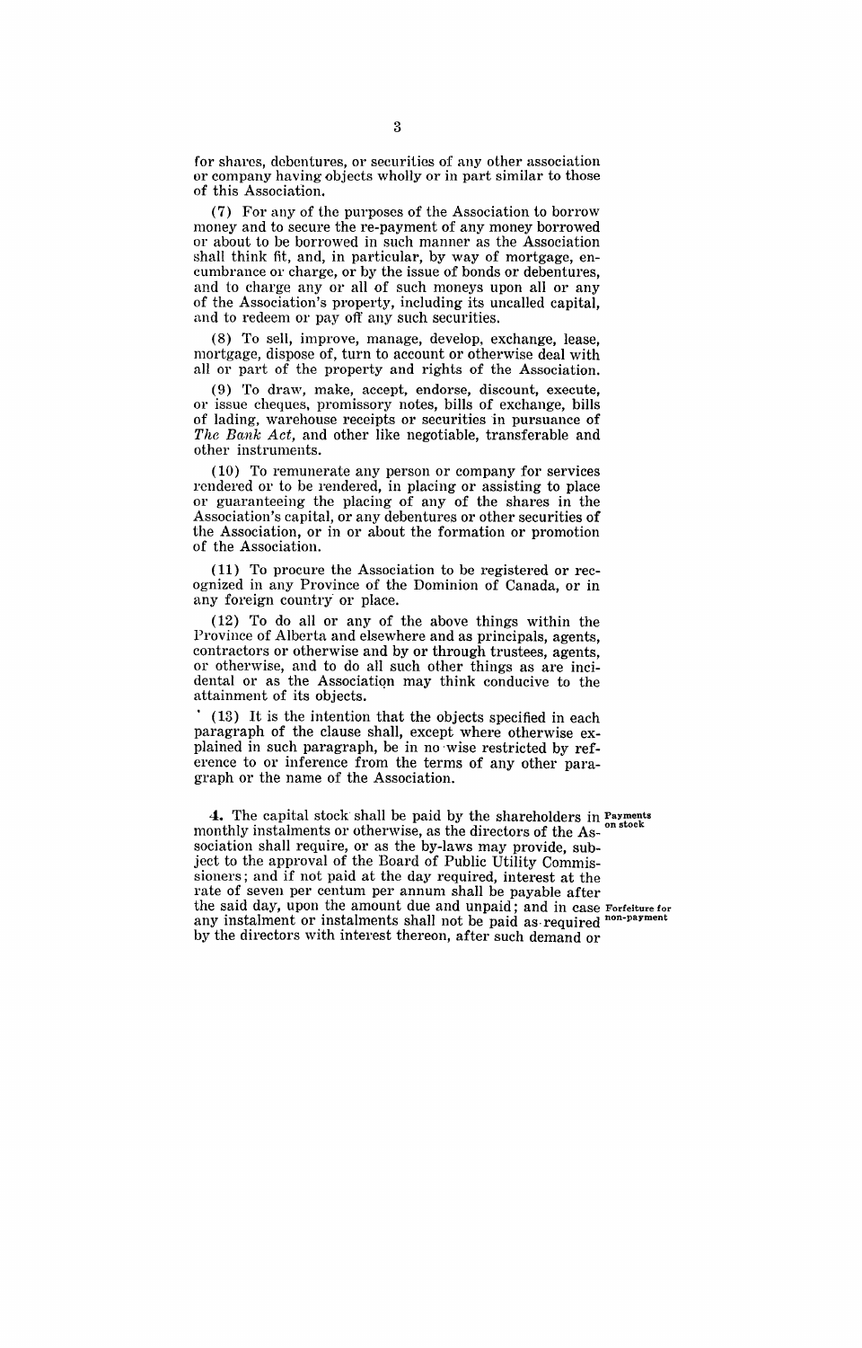for shares, debentures, or securities of any other association or company having objects wholly or in part similar to those of this Association.

(7) For any of the purposes of the Association to borrow money and to secure the re-payment of any money borrowed or about to be borrowed in such manner as the Association shall think fit, and, in particular, by way of mortgage, encumbrance or charge, or by the issue of bonds or debentures, and to charge any or all of such moneys upon all or any of the Association's property, including its uncalled capital, and to redeem or pay off any such securities.

(8) To sell, improve, manage, develop, exchange, lease, mortgage, dispose of, turn to account or otherwise deal with all or part of the property and rights of the Association.

(9) To draw, make, accept, endorse, discount, execute, or issue cheques, promissory notes, bills of exchange, bills of lading, warehouse receipts or securities in pursuance of *The Bank Act*, and other like negotiable, transferable and other instruments.

(10) To remunerate any person or company for services rendered or to be rendered, in placing or assisting to place or guaranteeing the placing of any of the shares in the Association's capital, or any debentures or other securities of the Association, or in or about the formation or promotion of the Association.

(11) To procure the Association to be registered or recognized in any Province of the Dominion of Canada, or in any foreign country or place.

(12) To do all or any of the above things within the Province of Alberta and elsewhere and as principals, agents, contractors or otherwise and by or through trustees, agents, or otherwise, and to do all such other things as are incidental or as the Association may think conducive to the attainment of its objects.

(13) It is the intention that the objects specified in each paragraph of the clause shall, except where otherwise explained in such paragraph, be in no wise restricted by reference to or inference from the terms of any other paragraph or the name of the Association.

**4.** The capital stock shall be paid by the shareholders in monthly instalments or otherwise, as the directors of the Association shall require, or as the by-laws may provide, subject to the approval of the Board of Public Utility Commissioners; and if not paid at the day required, interest at the rate of seven per centum per annum shall be payable after the said day, upon the amount due and unpaid; and in case any instalment or instalments shall not be paid as required by the directors with interest thereon, after such demand or

*Payments on stock*

*Forfeiture for non-payment*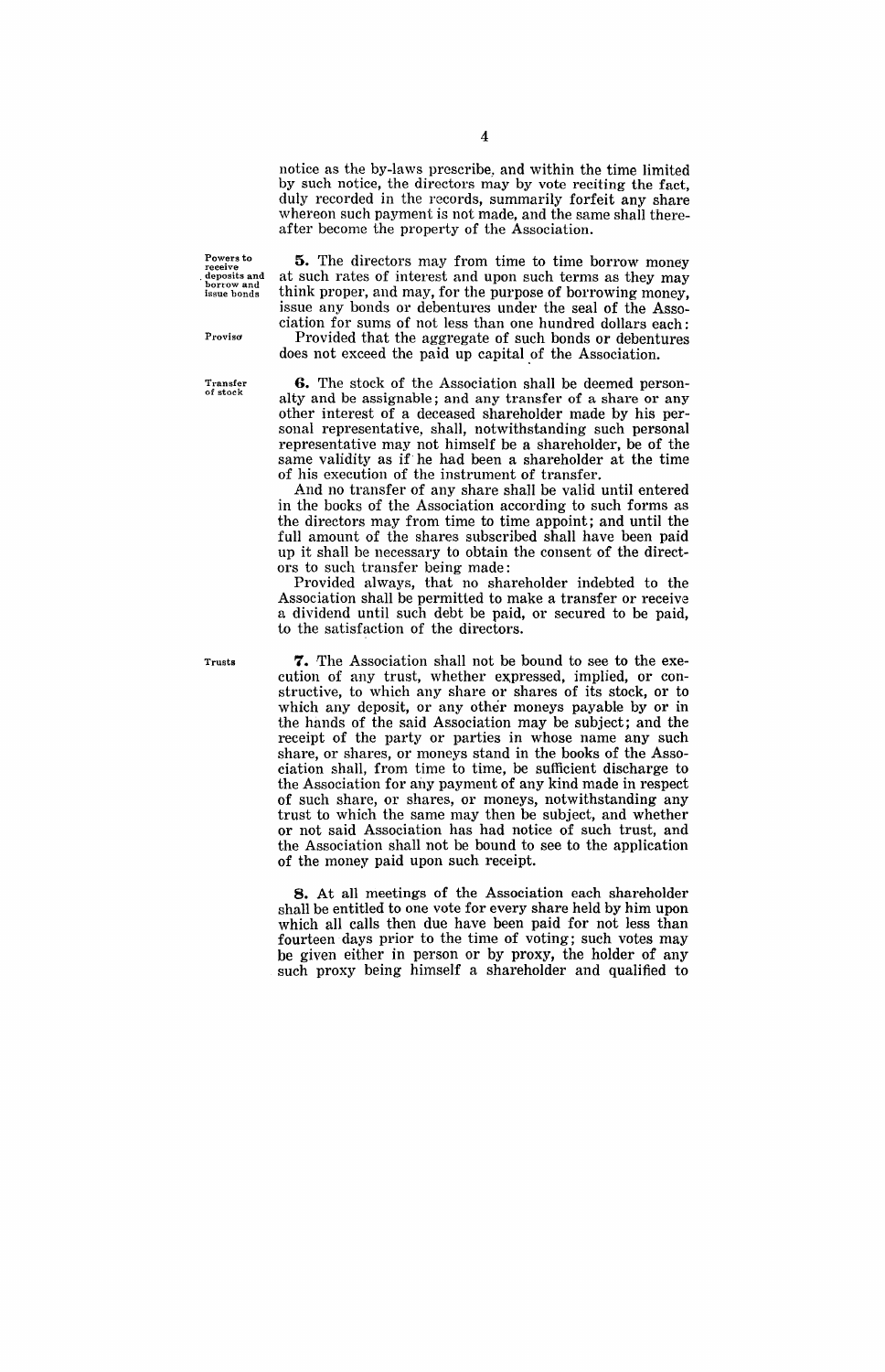notice as the by-laws prescribe, and within the time limited by such notice, the directors may by vote reciting the fact, duly recorded in the records, summarily forfeit any share whereon such payment is not made, and the same shall thereafter become the property of the Association.

Powers to receive deposits and borrow and issue bonds

**5.** The directors may from time to time borrow money at such rates of interest and upon such terms as they may think proper, and may, for the purpose of borrowing money, issue any bonds or debentures under the seal of the Association for sums of not less than one hundred dollars each:

Proviso

Provided that the aggregate of such bonds or debentures does not exceed the paid up capital of the Association.

Transfer of stock

**6.** The stock of the Association shall be deemed personalty and be assignable; and any transfer of a share or any other interest of a deceased shareholder made by his personal representative, shall, notwithstanding such personal representative may not himself be a shareholder, be of the same validity as if he had been a shareholder at the time of his execution of the instrument of transfer.

And no transfer of any share shall be valid until entered in the books of the Association according to such forms as the directors may from time to time appoint; and until the full amount of the shares subscribed shall have been paid up it shall be necessary to obtain the consent of the directors to such transfer being made:

Provided always, that no shareholder indebted to the Association shall be permitted to make a transfer or receive a dividend until such debt be paid, or secured to be paid, to the satisfaction of the directors.

Trusts

**7.** The Association shall not be bound to see to the execution of any trust, whether expressed, implied, or constructive, to which any share or shares of its stock, or to which any deposit, or any other moneys payable by or in the hands of the said Association may be subject; and the receipt of the party or parties in whose name any such share, or shares, or moneys stand in the books of the Association shall, from time to time, be sufficient discharge to the Association for any payment of any kind made in respect of such share, or shares, or moneys, notwithstanding any trust to which the same may then be subject, and whether or not said Association has had notice of such trust, and the Association shall not be bound to see to the application of the money paid upon such receipt.

**8.** At all meetings of the Association each shareholder shall be entitled to one vote for every share held by him upon which all calls then due have been paid for not less than fourteen days prior to the time of voting; such votes may be given either in person or by proxy, the holder of any such proxy being himself a shareholder and qualified to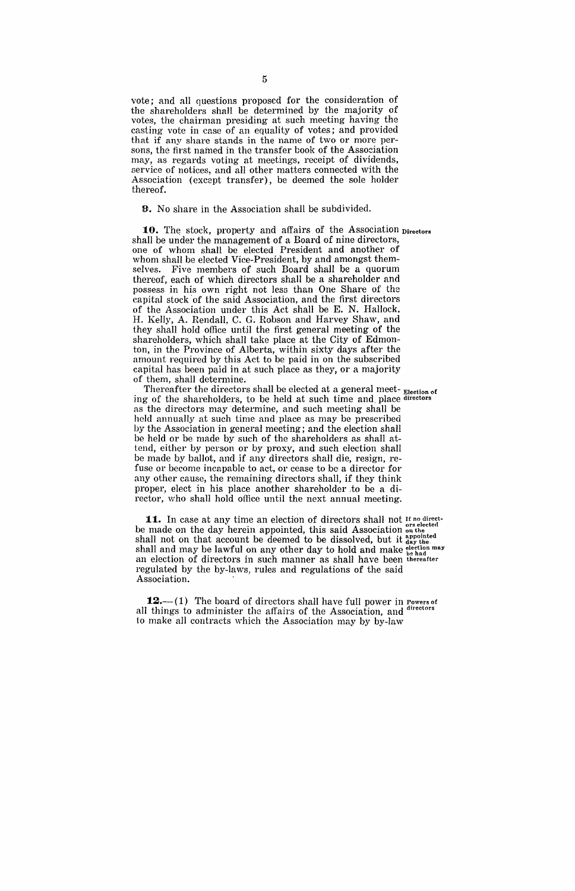vote; and all questions proposed for the consideration of the shareholders shall be determined by the majority of votes, the chairman presiding at such meeting having the casting vote in case of an equality of votes; and provided that if any share stands in the name of two or more persons, the first named in the transfer book of the Association may, as regards voting at meetings, receipt of dividends, service of notices, and all other matters connected with the Association (except transfer), be deemed the sole holder thereof.

**9.** No share in the Association shall be subdivided.

**10.** The stock, property and affairs of the Association shall be under the management of a Board of nine directors, one of whom shall be elected President and another of whom shall be elected Vice-President, by and amongst themselves. Five members of such Board shall be a quorum thereof, each of which directors shall be a shareholder and possess in his own right not less than One Share of the capital stock of the said Association, and the first directors of the Association under this Act shall be E. N. Hallock, H. Kelly, A. Rendall, C. G. Robson and Harvey Shaw, and they shall hold office until the first general meeting of the shareholders, which shall take place at the City of Edmonton, in the Province of Alberta, within sixty days after the amount required by this Act to be paid in on the subscribed capital has been paid in at such place as they, or a majority of them, shall determine. *Directors*

Thereafter the directors shall be elected at a general meeting of the shareholders, to be held at such time and place as the directors may determine, and such meeting shall be held annually at such time and place as may be prescribed by the Association in general meeting; and the election shall be held or be made by such of the shareholders as shall attend, either by person or by proxy, and such election shall be made by ballot, and if any directors shall die, resign, refuse or become incapable to act, or cease to be a director for any other cause, the remaining directors shall, if they think proper, elect in his place another shareholder to be a director, who shall hold office until the next annual meeting. *Election of directors*

**11.** In case at any time an election of directors shall not be made on the day herein appointed, this said Association shall not on that account be deemed to be dissolved, but it shall and may be lawful on any other day to hold and make an election of directors in such manner as shall have been regulated by the by-laws, rules and regulations of the said Association. *If no directors elected on the appointed day the election may be had thereafter*

**12.**—(1) The board of directors shall have full power in all things to administer the affairs of the Association, and to make all contracts which the Association may by by-law *Powers of directors*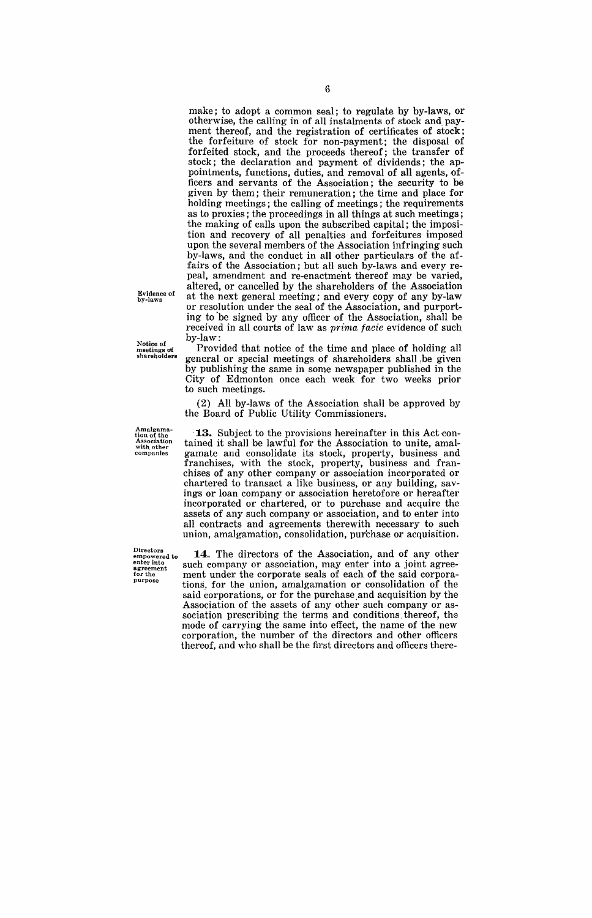make; to adopt a common seal; to regulate by by-laws, or otherwise, the calling in of all instalments of stock and payment thereof, and the registration of certificates of stock; the forfeiture of stock for non-payment; the disposal of forfeited stock, and the proceeds thereof; the transfer of stock; the declaration and payment of dividends; the appointments, functions, duties, and removal of all agents, officers and servants of the Association; the security to be given by them; their remuneration; the time and place for holding meetings; the calling of meetings; the requirements as to proxies; the proceedings in all things at such meetings; the making of calls upon the subscribed capital; the imposition and recovery of all penalties and forfeitures imposed upon the several members of the Association infringing such by-laws, and the conduct in all other particulars of the affairs of the Association; but all such by-laws and every repeal, amendment and re-enactment thereof may be varied, altered, or cancelled by the shareholders of the Association at the next general meeting; and every copy of any by-law or resolution under the seal of the Association, and purporting to be signed by any officer of the Association, shall be received in all courts of law as *prima facie* evidence of such by-law:

*Evidence of by-laws*

*Notice of meetings of shareholders*

Provided that notice of the time and place of holding all general or special meetings of shareholders shall be given by publishing the same in some newspaper published in the City of Edmonton once each week for two weeks prior to such meetings.

(2) All by-laws of the Association shall be approved by the Board of Public Utility Commissioners.

*Amalgamation of the Association with other companies*

**13.** Subject to the provisions hereinafter in this Act contained it shall be lawful for the Association to unite, amalgamate and consolidate its stock, property, business and franchises, with the stock, property, business and franchises of any other company or association incorporated or chartered to transact a like business, or any building, savings or loan company or association heretofore or hereafter incorporated or chartered, or to purchase and acquire the assets of any such company or association, and to enter into all contracts and agreements therewith necessary to such union, amalgamation, consolidation, purchase or acquisition.

*Directors empowered to enter into agreement for the purpose*

**14.** The directors of the Association, and of any other such company or association, may enter into a joint agreement under the corporate seals of each of the said corporations, for the union, amalgamation or consolidation of the said corporations, or for the purchase and acquisition by the Association of the assets of any other such company or association prescribing the terms and conditions thereof, the mode of carrying the same into effect, the name of the new corporation, the number of the directors and other officers thereof, and who shall be the first directors and officers there-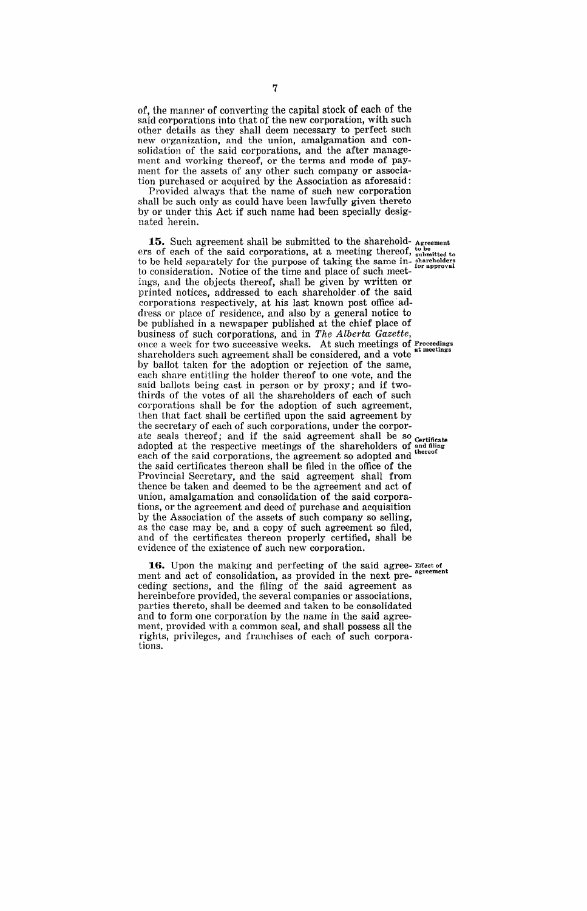of, the manner of converting the capital stock of each of the said corporations into that of the new corporation, with such other details as they shall deem necessary to perfect such new organization, and the union, amalgamation and consolidation of the said corporations, and the after management and working thereof, or the terms and mode of payment for the assets of any other such company or association purchased or acquired by the Association as aforesaid:

Provided always that the name of such new corporation shall be such only as could have been lawfully given thereto by or under this Act if such name had been specially designated herein.

**15.** Such agreement shall be submitted to the shareholders of each of the said corporations, at a meeting thereof, to be held separately for the purpose of taking the same into consideration. Notice of the time and place of such meetings, and the objects thereof, shall be given by written or printed notices, addressed to each shareholder of the said corporations respectively, at his last known post office address or place of residence, and also by a general notice to be published in a newspaper published at the chief place of business of such corporations, and in *The Alberta Gazette*, once a week for two successive weeks. At such meetings of shareholders such agreement shall be considered, and a vote by ballot taken for the adoption or rejection of the same, each share entitling the holder thereof to one vote, and the said ballots being cast in person or by proxy; and if two-thirds of the votes of all the shareholders of each of such corporations shall be for the adoption of such agreement, then that fact shall be certified upon the said agreement by the secretary of each of such corporations, under the corporate seals thereof; and if the said agreement shall be so adopted at the respective meetings of the shareholders of each of the said corporations, the agreement so adopted and the said certificates thereon shall be filed in the office of the Provincial Secretary, and the said agreement shall from thence be taken and deemed to be the agreement and act of union, amalgamation and consolidation of the said corporations, or the agreement and deed of purchase and acquisition by the Association of the assets of such company so selling, as the case may be, and a copy of such agreement so filed, and of the certificates thereon properly certified, shall be evidence of the existence of such new corporation.

*Agreement to be submitted to shareholders for approval*

*Proceedings at meetings*

*Certificate and filing thereof*

**16.** Upon the making and perfecting of the said agreement and act of consolidation, as provided in the next preceding sections, and the filing of the said agreement as hereinbefore provided, the several companies or associations, parties thereto, shall be deemed and taken to be consolidated and to form one corporation by the name in the said agreement, provided with a common seal, and shall possess all the rights, privileges, and franchises of each of such corporations.

*Effect of agreement*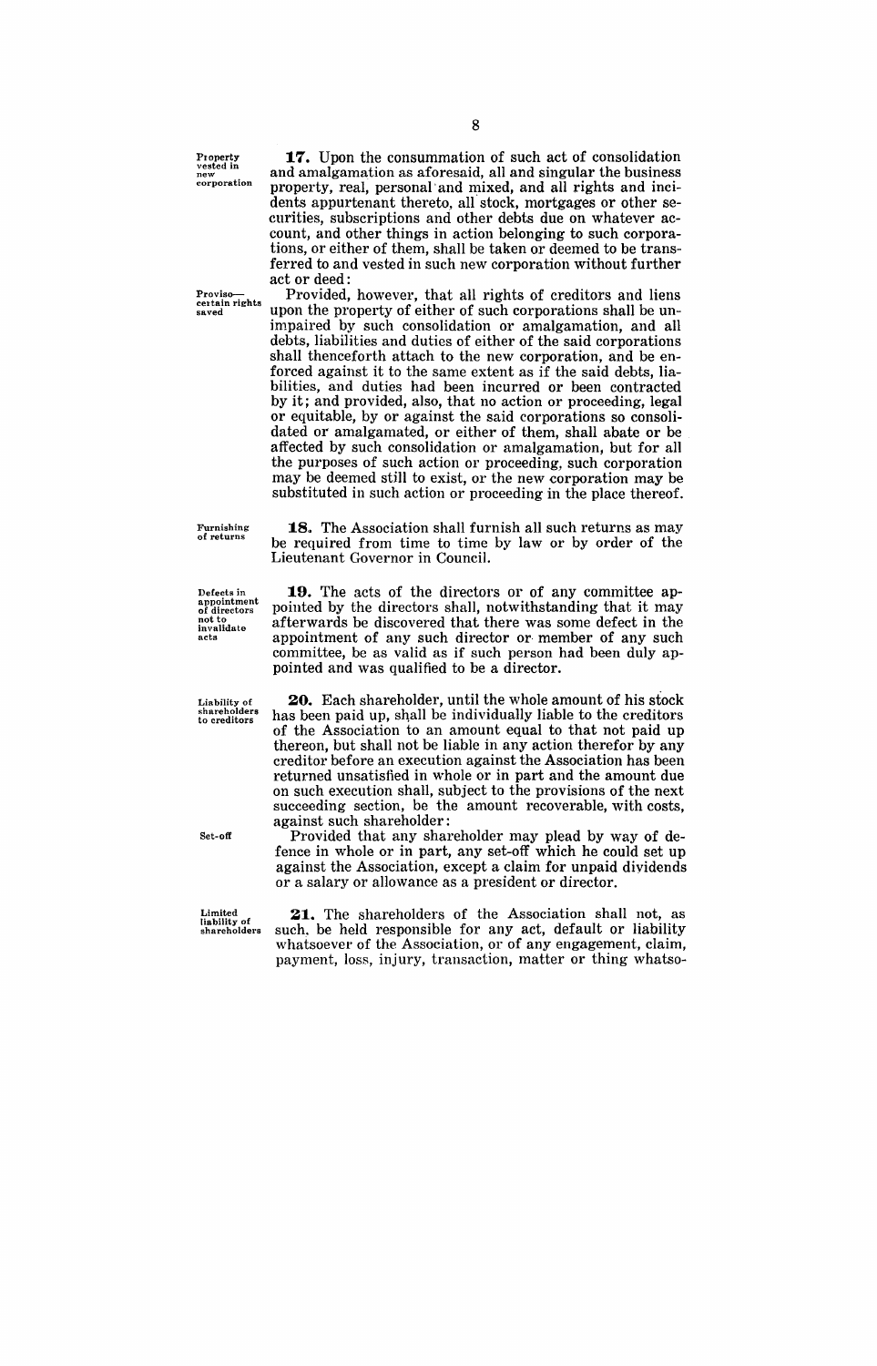Property vested in new corporation

**17.** Upon the consummation of such act of consolidation and amalgamation as aforesaid, all and singular the business property, real, personal and mixed, and all rights and incidents appurtenant thereto, all stock, mortgages or other securities, subscriptions and other debts due on whatever account, and other things in action belonging to such corporations, or either of them, shall be taken or deemed to be transferred to and vested in such new corporation without further act or deed:

Proviso—certain rights saved

Provided, however, that all rights of creditors and liens upon the property of either of such corporations shall be unimpaired by such consolidation or amalgamation, and all debts, liabilities and duties of either of the said corporations shall thenceforth attach to the new corporation, and be enforced against it to the same extent as if the said debts, liabilities, and duties had been incurred or been contracted by it; and provided, also, that no action or proceeding, legal or equitable, by or against the said corporations so consolidated or amalgamated, or either of them, shall abate or be affected by such consolidation or amalgamation, but for all the purposes of such action or proceeding, such corporation may be deemed still to exist, or the new corporation may be substituted in such action or proceeding in the place thereof.

Furnishing of returns

**18.** The Association shall furnish all such returns as may be required from time to time by law or by order of the Lieutenant Governor in Council.

Defects in appointment of directors not to invalidate acts

**19.** The acts of the directors or of any committee appointed by the directors shall, notwithstanding that it may afterwards be discovered that there was some defect in the appointment of any such director or member of any such committee, be as valid as if such person had been duly appointed and was qualified to be a director.

Liability of shareholders to creditors

**20.** Each shareholder, until the whole amount of his stock has been paid up, shall be individually liable to the creditors of the Association to an amount equal to that not paid up thereon, but shall not be liable in any action therefor by any creditor before an execution against the Association has been returned unsatisfied in whole or in part and the amount due on such execution shall, subject to the provisions of the next succeeding section, be the amount recoverable, with costs, against such shareholder:

Set-off

Provided that any shareholder may plead by way of defence in whole or in part, any set-off which he could set up against the Association, except a claim for unpaid dividends or a salary or allowance as a president or director.

Limited liability of shareholders

**21.** The shareholders of the Association shall not, as such, be held responsible for any act, default or liability whatsoever of the Association, or of any engagement, claim, payment, loss, injury, transaction, matter or thing whatso-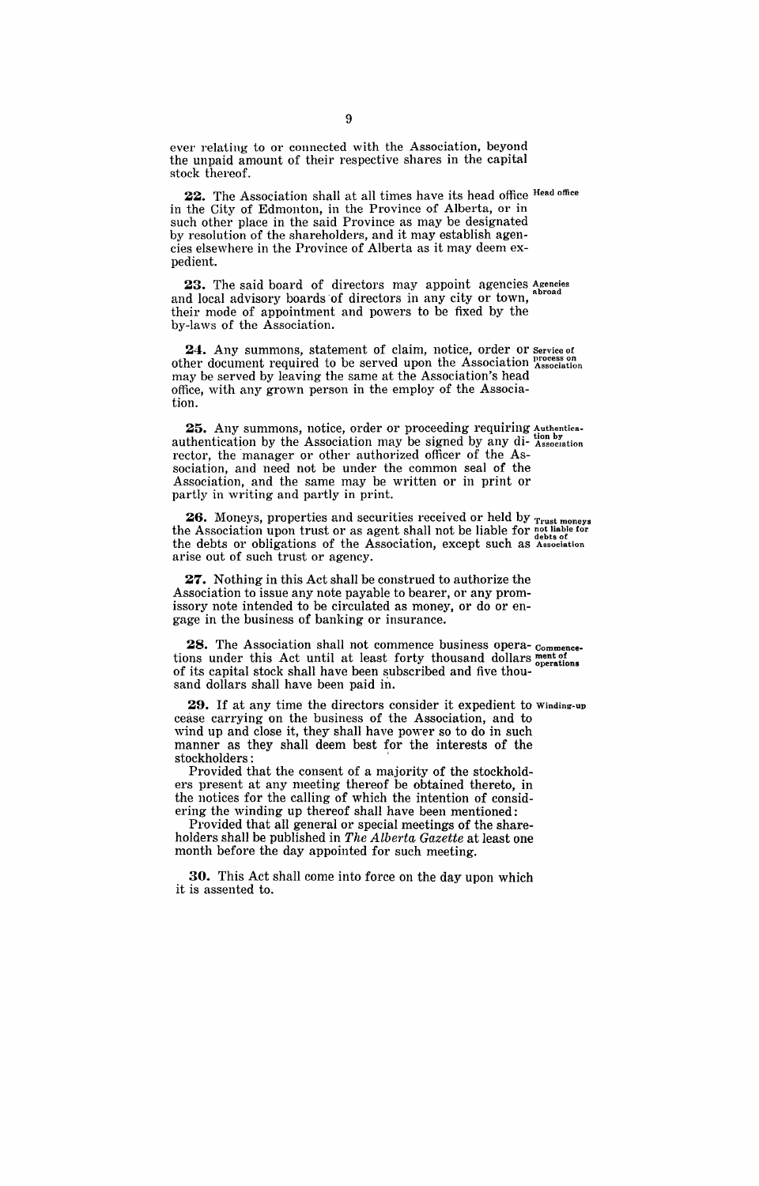ever relating to or connected with the Association, beyond the unpaid amount of their respective shares in the capital stock thereof.

**22.** The Association shall at all times have its head office in the City of Edmonton, in the Province of Alberta, or in such other place in the said Province as may be designated by resolution of the shareholders, and it may establish agencies elsewhere in the Province of Alberta as it may deem expedient. *Head office*

**23.** The said board of directors may appoint agencies and local advisory boards of directors in any city or town, their mode of appointment and powers to be fixed by the by-laws of the Association. *Agencies abroad*

**24.** Any summons, statement of claim, notice, order or other document required to be served upon the Association may be served by leaving the same at the Association's head office, with any grown person in the employ of the Association. *Service of process on Association*

**25.** Any summons, notice, order or proceeding requiring authentication by the Association may be signed by any director, the manager or other authorized officer of the Association, and need not be under the common seal of the Association, and the same may be written or in print or partly in writing and partly in print. *Authentication by Association*

**26.** Moneys, properties and securities received or held by the Association upon trust or as agent shall not be liable for the debts or obligations of the Association, except such as arise out of such trust or agency. *Trust moneys not liable for debts of Association*

**27.** Nothing in this Act shall be construed to authorize the Association to issue any note payable to bearer, or any promissory note intended to be circulated as money, or do or engage in the business of banking or insurance.

**28.** The Association shall not commence business operations under this Act until at least forty thousand dollars of its capital stock shall have been subscribed and five thousand dollars shall have been paid in. *Commencement of operations*

**29.** If at any time the directors consider it expedient to cease carrying on the business of the Association, and to wind up and close it, they shall have power so to do in such manner as they shall deem best for the interests of the stockholders: *Winding-up*

Provided that the consent of a majority of the stockholders present at any meeting thereof be obtained thereto, in the notices for the calling of which the intention of considering the winding up thereof shall have been mentioned:

Provided that all general or special meetings of the shareholders shall be published in *The Alberta Gazette* at least one month before the day appointed for such meeting.

**30.** This Act shall come into force on the day upon which it is assented to.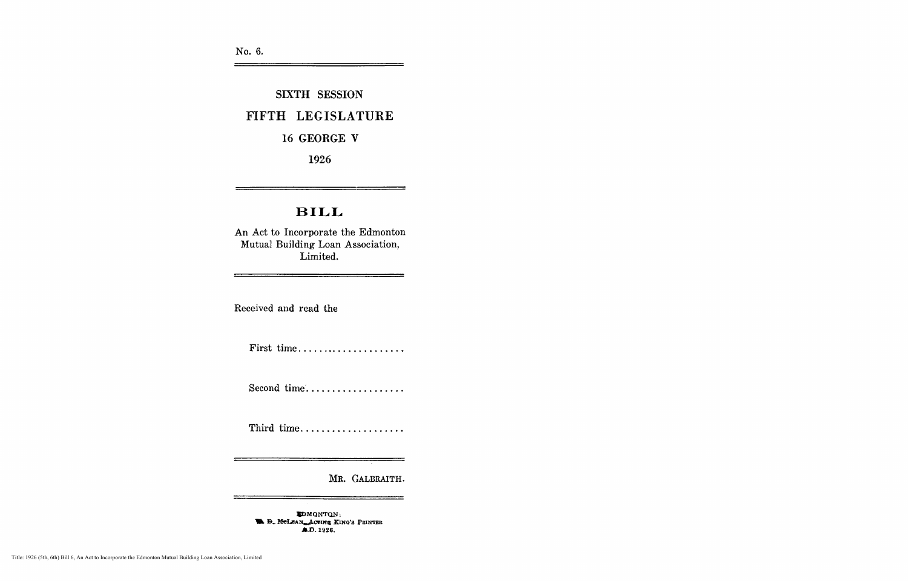No. 6.

SIXTH SESSION

FIFTH LEGISLATURE

16 GEORGE V

1926

# BILL

An Act to Incorporate the Edmonton Mutual Building Loan Association, Limited.

Received and read the

First time....................

Second time...................

Third time....................

MR. GALBRAITH.

EDMONTON:
W. D. MCLEAN, ACTING KING'S PRINTER
A.D. 1926.

Title: 1926 (5th, 6th) Bill 6, An Act to Incorporate the Edmonton Mutual Building Loan Association, Limited